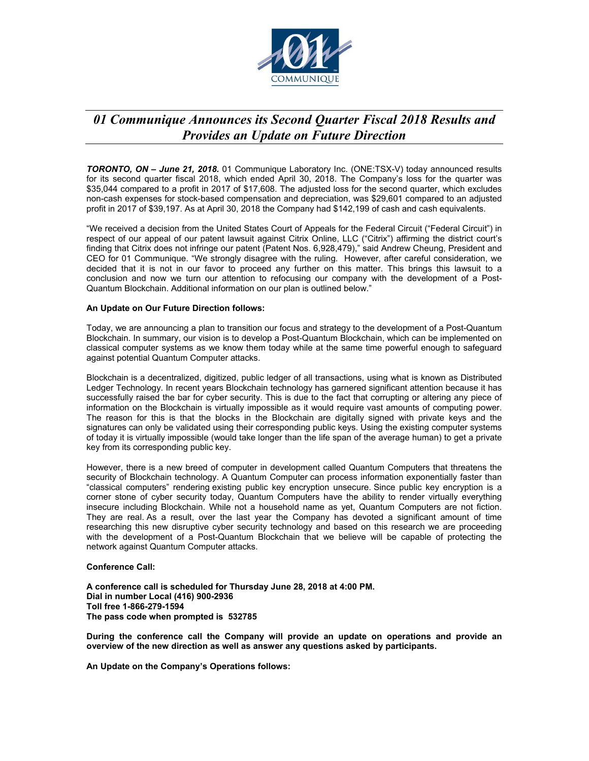# *01 Communique Announces its Second Quarter Fiscal 2018 Results and Provides an Update on Future Direction*

***TORONTO, ON – June 21, 2018.*** 01 Communique Laboratory Inc. (ONE:TSX-V) today announced results for its second quarter fiscal 2018, which ended April 30, 2018. The Company's loss for the quarter was $35,044 compared to a profit in 2017 of $17,608. The adjusted loss for the second quarter, which excludes non-cash expenses for stock-based compensation and depreciation, was $29,601 compared to an adjusted profit in 2017 of $39,197. As at April 30, 2018 the Company had $142,199 of cash and cash equivalents.

"We received a decision from the United States Court of Appeals for the Federal Circuit ("Federal Circuit") in respect of our appeal of our patent lawsuit against Citrix Online, LLC ("Citrix") affirming the district court's finding that Citrix does not infringe our patent (Patent Nos. 6,928,479)," said Andrew Cheung, President and CEO for 01 Communique. "We strongly disagree with the ruling. However, after careful consideration, we decided that it is not in our favor to proceed any further on this matter. This brings this lawsuit to a conclusion and now we turn our attention to refocusing our company with the development of a Post-Quantum Blockchain. Additional information on our plan is outlined below."

**An Update on Our Future Direction follows:**

Today, we are announcing a plan to transition our focus and strategy to the development of a Post-Quantum Blockchain. In summary, our vision is to develop a Post-Quantum Blockchain, which can be implemented on classical computer systems as we know them today while at the same time powerful enough to safeguard against potential Quantum Computer attacks.

Blockchain is a decentralized, digitized, public ledger of all transactions, using what is known as Distributed Ledger Technology. In recent years Blockchain technology has garnered significant attention because it has successfully raised the bar for cyber security. This is due to the fact that corrupting or altering any piece of information on the Blockchain is virtually impossible as it would require vast amounts of computing power. The reason for this is that the blocks in the Blockchain are digitally signed with private keys and the signatures can only be validated using their corresponding public keys. Using the existing computer systems of today it is virtually impossible (would take longer than the life span of the average human) to get a private key from its corresponding public key.

However, there is a new breed of computer in development called Quantum Computers that threatens the security of Blockchain technology. A Quantum Computer can process information exponentially faster than "classical computers" rendering existing public key encryption unsecure. Since public key encryption is a corner stone of cyber security today, Quantum Computers have the ability to render virtually everything insecure including Blockchain. While not a household name as yet, Quantum Computers are not fiction. They are real. As a result, over the last year the Company has devoted a significant amount of time researching this new disruptive cyber security technology and based on this research we are proceeding with the development of a Post-Quantum Blockchain that we believe will be capable of protecting the network against Quantum Computer attacks.

**Conference Call:**

**A conference call is scheduled for Thursday June 28, 2018 at 4:00 PM.**
**Dial in number Local (416) 900-2936**
**Toll free 1-866-279-1594**
**The pass code when prompted is 532785**

**During the conference call the Company will provide an update on operations and provide an overview of the new direction as well as answer any questions asked by participants.**

**An Update on the Company's Operations follows:**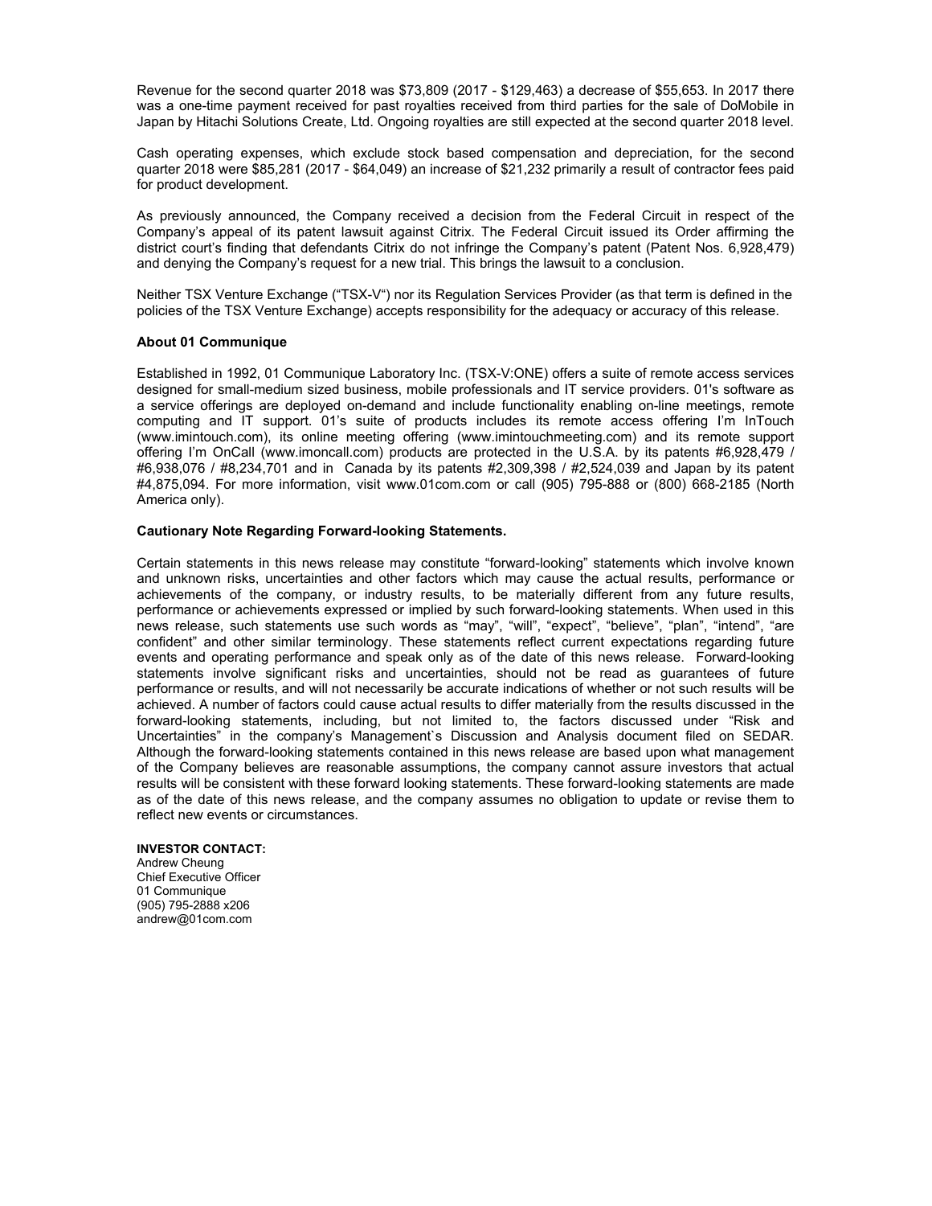Revenue for the second quarter 2018 was $73,809 (2017 - $129,463) a decrease of $55,653. In 2017 there was a one-time payment received for past royalties received from third parties for the sale of DoMobile in Japan by Hitachi Solutions Create, Ltd. Ongoing royalties are still expected at the second quarter 2018 level.

Cash operating expenses, which exclude stock based compensation and depreciation, for the second quarter 2018 were $85,281 (2017 - $64,049) an increase of $21,232 primarily a result of contractor fees paid for product development.

As previously announced, the Company received a decision from the Federal Circuit in respect of the Company's appeal of its patent lawsuit against Citrix. The Federal Circuit issued its Order affirming the district court's finding that defendants Citrix do not infringe the Company's patent (Patent Nos. 6,928,479) and denying the Company's request for a new trial. This brings the lawsuit to a conclusion.

Neither TSX Venture Exchange ("TSX-V") nor its Regulation Services Provider (as that term is defined in the policies of the TSX Venture Exchange) accepts responsibility for the adequacy or accuracy of this release.

**About 01 Communique**

Established in 1992, 01 Communique Laboratory Inc. (TSX-V:ONE) offers a suite of remote access services designed for small-medium sized business, mobile professionals and IT service providers. 01's software as a service offerings are deployed on-demand and include functionality enabling on-line meetings, remote computing and IT support. 01's suite of products includes its remote access offering I'm InTouch (www.imintouch.com), its online meeting offering (www.imintouchmeeting.com) and its remote support offering I'm OnCall (www.imoncall.com) products are protected in the U.S.A. by its patents #6,928,479 / #6,938,076 / #8,234,701 and in Canada by its patents #2,309,398 / #2,524,039 and Japan by its patent #4,875,094. For more information, visit www.01com.com or call (905) 795-888 or (800) 668-2185 (North America only).

**Cautionary Note Regarding Forward-looking Statements.**

Certain statements in this news release may constitute "forward-looking" statements which involve known and unknown risks, uncertainties and other factors which may cause the actual results, performance or achievements of the company, or industry results, to be materially different from any future results, performance or achievements expressed or implied by such forward-looking statements. When used in this news release, such statements use such words as "may", "will", "expect", "believe", "plan", "intend", "are confident" and other similar terminology. These statements reflect current expectations regarding future events and operating performance and speak only as of the date of this news release. Forward-looking statements involve significant risks and uncertainties, should not be read as guarantees of future performance or results, and will not necessarily be accurate indications of whether or not such results will be achieved. A number of factors could cause actual results to differ materially from the results discussed in the forward-looking statements, including, but not limited to, the factors discussed under "Risk and Uncertainties" in the company's Management`s Discussion and Analysis document filed on SEDAR. Although the forward-looking statements contained in this news release are based upon what management of the Company believes are reasonable assumptions, the company cannot assure investors that actual results will be consistent with these forward looking statements. These forward-looking statements are made as of the date of this news release, and the company assumes no obligation to update or revise them to reflect new events or circumstances.

**INVESTOR CONTACT:**
Andrew Cheung
Chief Executive Officer
01 Communique
(905) 795-2888 x206
andrew@01com.com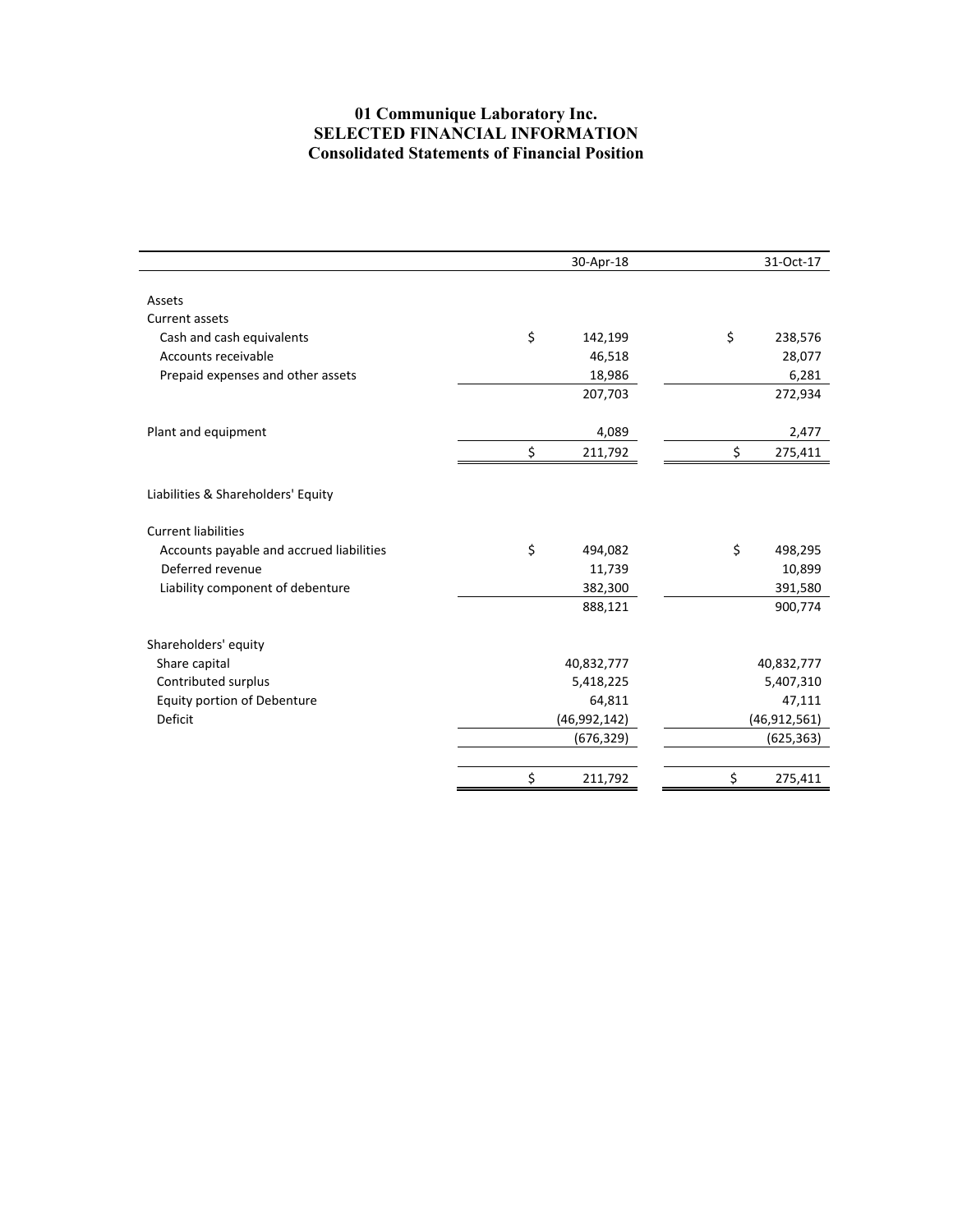# 01 Communique Laboratory Inc.
## SELECTED FINANCIAL INFORMATION
## Consolidated Statements of Financial Position

| | 30-Apr-18 | 31-Oct-17 |
|---|---|---|
| Assets | | |
| Current assets | | |
| Cash and cash equivalents | $ 142,199 | $ 238,576 |
| Accounts receivable | 46,518 | 28,077 |
| Prepaid expenses and other assets | 18,986 | 6,281 |
| | 207,703 | 272,934 |
| | | |
| Plant and equipment | 4,089 | 2,477 |
| | $ 211,792 | $ 275,411 |
| | | |
| Liabilities & Shareholders' Equity | | |
| | | |
| Current liabilities | | |
| Accounts payable and accrued liabilities | $ 494,082 | $ 498,295 |
| Deferred revenue | 11,739 | 10,899 |
| Liability component of debenture | 382,300 | 391,580 |
| | 888,121 | 900,774 |
| | | |
| Shareholders' equity | | |
| Share capital | 40,832,777 | 40,832,777 |
| Contributed surplus | 5,418,225 | 5,407,310 |
| Equity portion of Debenture | 64,811 | 47,111 |
| Deficit | (46,992,142) | (46,912,561) |
| | (676,329) | (625,363) |
| | | |
| | $ 211,792 | $ 275,411 |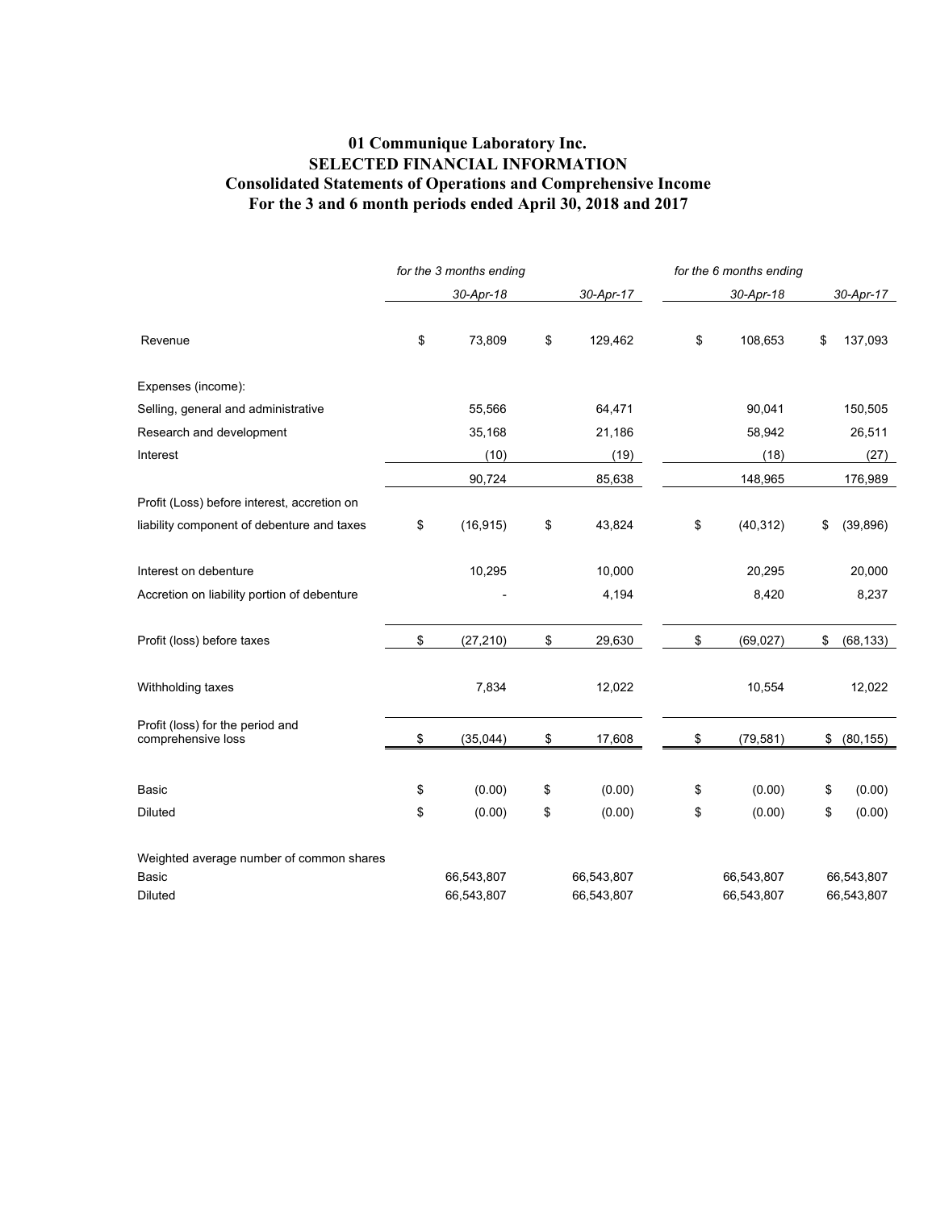# 01 Communique Laboratory Inc.
## SELECTED FINANCIAL INFORMATION
## Consolidated Statements of Operations and Comprehensive Income
## For the 3 and 6 month periods ended April 30, 2018 and 2017

| | *for the 3 months ending* | | *for the 6 months ending* | |
|---|---|---|---|---|
| | *30-Apr-18* | *30-Apr-17* | *30-Apr-18* | *30-Apr-17* |
| Revenue | $ 73,809 | $ 129,462 | $ 108,653 | $ 137,093 |
| Expenses (income): | | | | |
| Selling, general and administrative | 55,566 | 64,471 | 90,041 | 150,505 |
| Research and development | 35,168 | 21,186 | 58,942 | 26,511 |
| Interest | (10) | (19) | (18) | (27) |
| | 90,724 | 85,638 | 148,965 | 176,989 |
| Profit (Loss) before interest, accretion on liability component of debenture and taxes | $ (16,915) | $ 43,824 | $ (40,312) | $ (39,896) |
| Interest on debenture | 10,295 | 10,000 | 20,295 | 20,000 |
| Accretion on liability portion of debenture | - | 4,194 | 8,420 | 8,237 |
| Profit (loss) before taxes | $ (27,210) | $ 29,630 | $ (69,027) | $ (68,133) |
| Withholding taxes | 7,834 | 12,022 | 10,554 | 12,022 |
| Profit (loss) for the period and comprehensive loss | $ (35,044) | $ 17,608 | $ (79,581) | $ (80,155) |
| Basic | $ (0.00) | $ (0.00) | $ (0.00) | $ (0.00) |
| Diluted | $ (0.00) | $ (0.00) | $ (0.00) | $ (0.00) |
| Weighted average number of common shares | | | | |
| Basic | 66,543,807 | 66,543,807 | 66,543,807 | 66,543,807 |
| Diluted | 66,543,807 | 66,543,807 | 66,543,807 | 66,543,807 |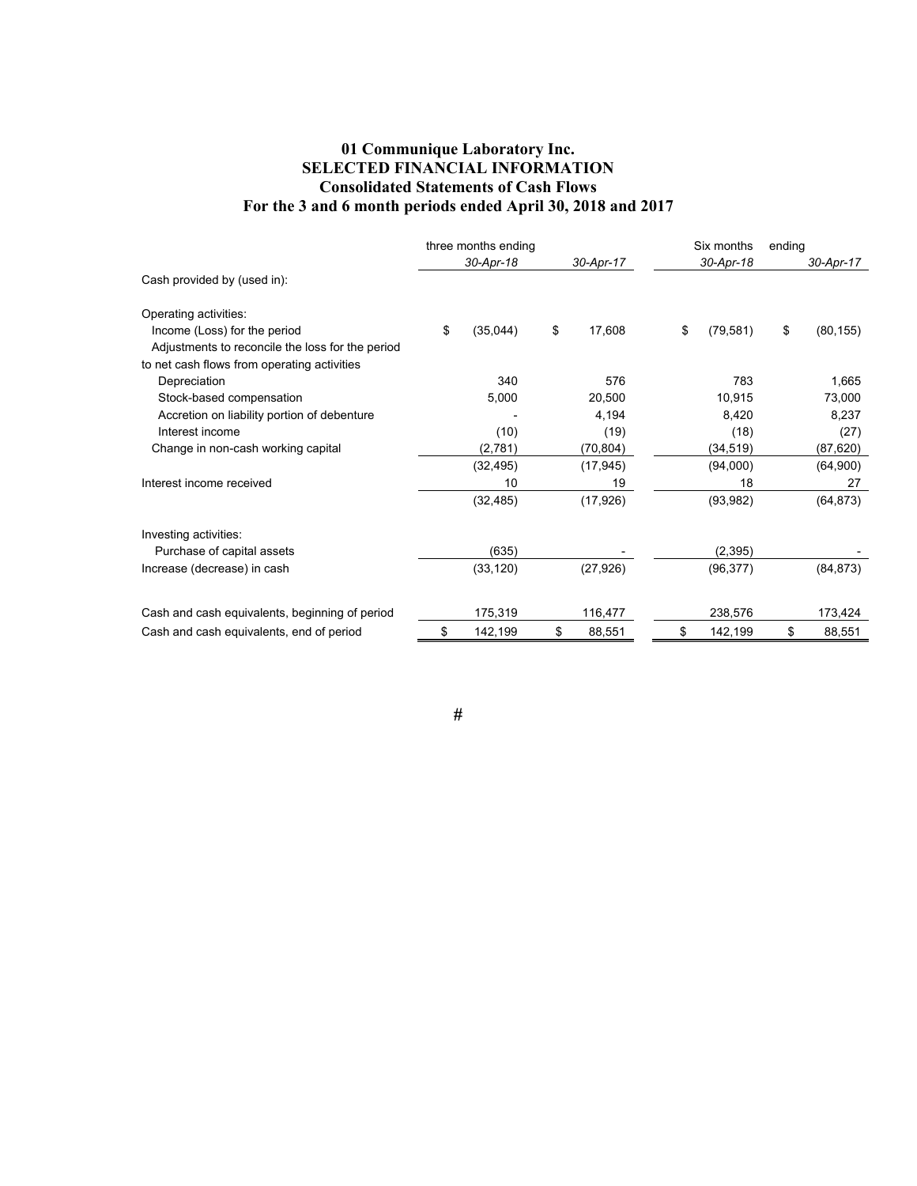# 01 Communique Laboratory Inc.
## SELECTED FINANCIAL INFORMATION
## Consolidated Statements of Cash Flows
## For the 3 and 6 month periods ended April 30, 2018 and 2017

| | three months ending | | Six months ending | |
|---|---|---|---|---|
| | *30-Apr-18* | *30-Apr-17* | *30-Apr-18* | *30-Apr-17* |
| Cash provided by (used in): | | | | |
| Operating activities: | | | | |
| Income (Loss) for the period | $ (35,044) | $ 17,608 | $ (79,581) | $ (80,155) |
| Adjustments to reconcile the loss for the period to net cash flows from operating activities | | | | |
| Depreciation | 340 | 576 | 783 | 1,665 |
| Stock-based compensation | 5,000 | 20,500 | 10,915 | 73,000 |
| Accretion on liability portion of debenture | - | 4,194 | 8,420 | 8,237 |
| Interest income | (10) | (19) | (18) | (27) |
| Change in non-cash working capital | (2,781) | (70,804) | (34,519) | (87,620) |
| | (32,495) | (17,945) | (94,000) | (64,900) |
| Interest income received | 10 | 19 | 18 | 27 |
| | (32,485) | (17,926) | (93,982) | (64,873) |
| Investing activities: | | | | |
| Purchase of capital assets | (635) | - | (2,395) | - |
| Increase (decrease) in cash | (33,120) | (27,926) | (96,377) | (84,873) |
| Cash and cash equivalents, beginning of period | 175,319 | 116,477 | 238,576 | 173,424 |
| Cash and cash equivalents, end of period | $ 142,199 | $ 88,551 | $ 142,199 | $ 88,551 |

#